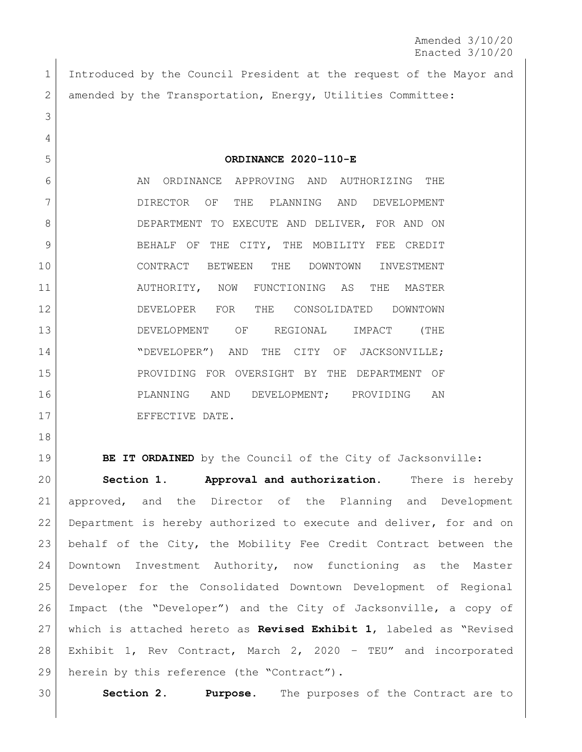Amended 3/10/20
Enacted 3/10/20

Introduced by the Council President at the request of the Mayor and amended by the Transportation, Energy, Utilities Committee:

**ORDINANCE 2020-110-E**

AN ORDINANCE APPROVING AND AUTHORIZING THE DIRECTOR OF THE PLANNING AND DEVELOPMENT DEPARTMENT TO EXECUTE AND DELIVER, FOR AND ON BEHALF OF THE CITY, THE MOBILITY FEE CREDIT CONTRACT BETWEEN THE DOWNTOWN INVESTMENT AUTHORITY, NOW FUNCTIONING AS THE MASTER DEVELOPER FOR THE CONSOLIDATED DOWNTOWN DEVELOPMENT OF REGIONAL IMPACT (THE "DEVELOPER") AND THE CITY OF JACKSONVILLE; PROVIDING FOR OVERSIGHT BY THE DEPARTMENT OF PLANNING AND DEVELOPMENT; PROVIDING AN EFFECTIVE DATE.

**BE IT ORDAINED** by the Council of the City of Jacksonville:

**Section 1. Approval and authorization.** There is hereby approved, and the Director of the Planning and Development Department is hereby authorized to execute and deliver, for and on behalf of the City, the Mobility Fee Credit Contract between the Downtown Investment Authority, now functioning as the Master Developer for the Consolidated Downtown Development of Regional Impact (the "Developer") and the City of Jacksonville, a copy of which is attached hereto as **Revised Exhibit 1**, labeled as "Revised Exhibit 1, Rev Contract, March 2, 2020 – TEU" and incorporated herein by this reference (the "Contract").

**Section 2. Purpose.** The purposes of the Contract are to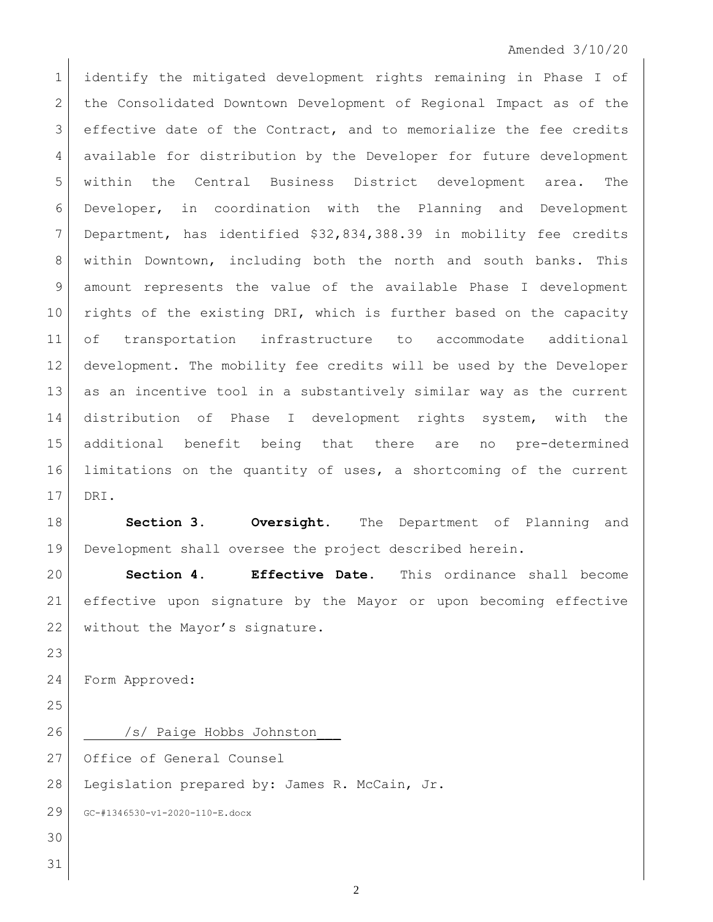identify the mitigated development rights remaining in Phase I of the Consolidated Downtown Development of Regional Impact as of the effective date of the Contract, and to memorialize the fee credits available for distribution by the Developer for future development within the Central Business District development area. The Developer, in coordination with the Planning and Development Department, has identified $32,834,388.39 in mobility fee credits within Downtown, including both the north and south banks. This amount represents the value of the available Phase I development rights of the existing DRI, which is further based on the capacity of transportation infrastructure to accommodate additional development. The mobility fee credits will be used by the Developer as an incentive tool in a substantively similar way as the current distribution of Phase I development rights system, with the additional benefit being that there are no pre-determined limitations on the quantity of uses, a shortcoming of the current DRI.

**Section 3. Oversight.** The Department of Planning and Development shall oversee the project described herein.

**Section 4. Effective Date.** This ordinance shall become effective upon signature by the Mayor or upon becoming effective without the Mayor's signature.

Form Approved:

/s/ Paige Hobbs Johnston

Office of General Counsel

Legislation prepared by: James R. McCain, Jr.

GC-#1346530-v1-2020-110-E.docx